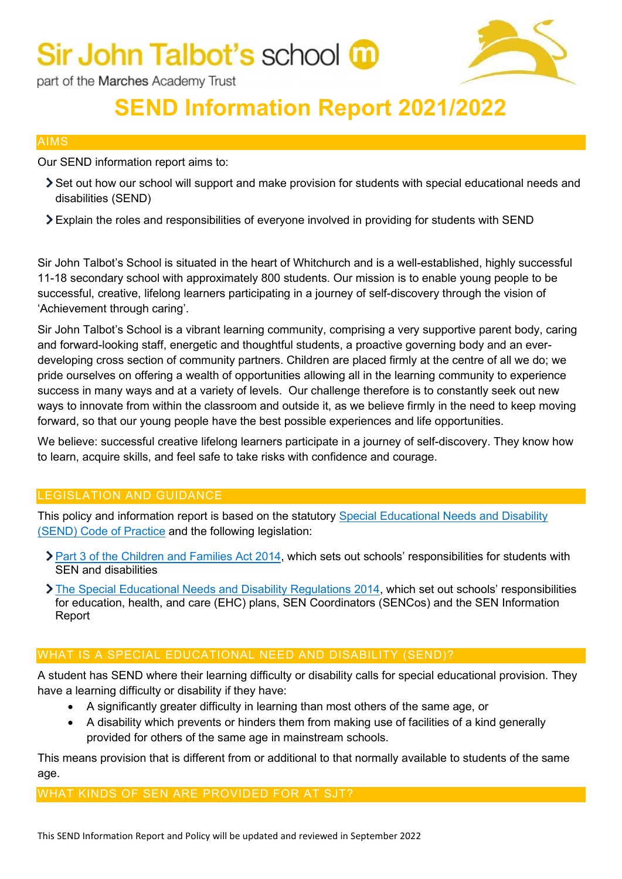Sir John Talbot's school

part of the Marches Academy Trust

# SEND Information Report 2021/2022

## AIMS

Our SEND information report aims to:

- Set out how our school will support and make provision for students with special educational needs and disabilities (SEND)
- Explain the roles and responsibilities of everyone involved in providing for students with SEND

Sir John Talbot's School is situated in the heart of Whitchurch and is a well-established, highly successful 11-18 secondary school with approximately 800 students. Our mission is to enable young people to be successful, creative, lifelong learners participating in a journey of self-discovery through the vision of 'Achievement through caring'.

Sir John Talbot's School is a vibrant learning community, comprising a very supportive parent body, caring and forward-looking staff, energetic and thoughtful students, a proactive governing body and an ever-developing cross section of community partners. Children are placed firmly at the centre of all we do; we pride ourselves on offering a wealth of opportunities allowing all in the learning community to experience success in many ways and at a variety of levels. Our challenge therefore is to constantly seek out new ways to innovate from within the classroom and outside it, as we believe firmly in the need to keep moving forward, so that our young people have the best possible experiences and life opportunities.

We believe: successful creative lifelong learners participate in a journey of self-discovery. They know how to learn, acquire skills, and feel safe to take risks with confidence and courage.

## LEGISLATION AND GUIDANCE

This policy and information report is based on the statutory Special Educational Needs and Disability (SEND) Code of Practice and the following legislation:

- Part 3 of the Children and Families Act 2014, which sets out schools' responsibilities for students with SEN and disabilities
- The Special Educational Needs and Disability Regulations 2014, which set out schools' responsibilities for education, health, and care (EHC) plans, SEN Coordinators (SENCos) and the SEN Information Report

## WHAT IS A SPECIAL EDUCATIONAL NEED AND DISABILITY (SEND)?

A student has SEND where their learning difficulty or disability calls for special educational provision. They have a learning difficulty or disability if they have:

- A significantly greater difficulty in learning than most others of the same age, or
- A disability which prevents or hinders them from making use of facilities of a kind generally provided for others of the same age in mainstream schools.

This means provision that is different from or additional to that normally available to students of the same age.

## WHAT KINDS OF SEN ARE PROVIDED FOR AT SJT?

This SEND Information Report and Policy will be updated and reviewed in September 2022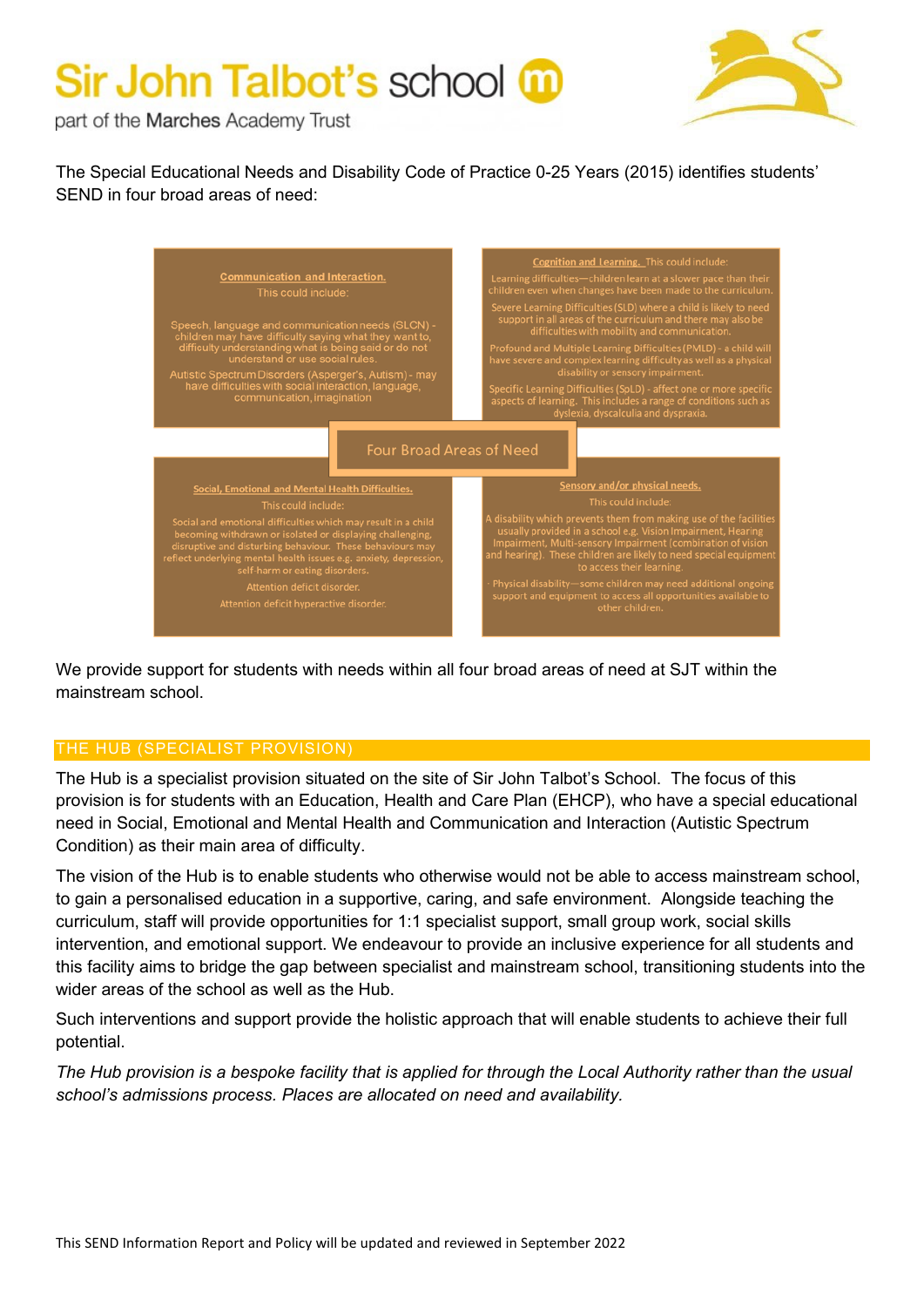The Special Educational Needs and Disability Code of Practice 0-25 Years (2015) identifies students' SEND in four broad areas of need:

**Four Broad Areas of Need**

**Communication and Interaction.**
This could include:

Speech, language and communication needs (SLCN) - children may have difficulty saying what they want to, difficulty understanding what is being said or do not understand or use social rules.

Autistic Spectrum Disorders (Asperger's, Autism) - may have difficulties with social interaction, language, communication, imagination

**Cognition and Learning.** This could include:

Learning difficulties—children learn at a slower pace than their children even when changes have been made to the curriculum.

Severe Learning Difficulties (SLD) where a child is likely to need support in all areas of the curriculum and there may also be difficulties with mobility and communication.

Profound and Multiple Learning Difficulties (PMLD) - a child will have severe and complex learning difficulty as well as a physical disability or sensory impairment.

Specific Learning Difficulties (SpLD) - affect one or more specific aspects of learning. This includes a range of conditions such as dyslexia, dyscalculia and dyspraxia.

**Social, Emotional and Mental Health Difficulties.**
This could include:

Social and emotional difficulties which may result in a child becoming withdrawn or isolated or displaying challenging, disruptive and disturbing behaviour. These behaviours may reflect underlying mental health issues e.g. anxiety, depression, self-harm or eating disorders.

Attention deficit disorder.

Attention deficit hyperactive disorder.

**Sensory and/or physical needs.**
This could include:

A disability which prevents them from making use of the facilities usually provided in a school e.g. Vision Impairment, Hearing Impairment, Multi-sensory Impairment (combination of vision and hearing). These children are likely to need special equipment to access their learning.

Physical disability—some children may need additional ongoing support and equipment to access all opportunities available to other children.

We provide support for students with needs within all four broad areas of need at SJT within the mainstream school.

## THE HUB (SPECIALIST PROVISION)

The Hub is a specialist provision situated on the site of Sir John Talbot's School. The focus of this provision is for students with an Education, Health and Care Plan (EHCP), who have a special educational need in Social, Emotional and Mental Health and Communication and Interaction (Autistic Spectrum Condition) as their main area of difficulty.

The vision of the Hub is to enable students who otherwise would not be able to access mainstream school, to gain a personalised education in a supportive, caring, and safe environment. Alongside teaching the curriculum, staff will provide opportunities for 1:1 specialist support, small group work, social skills intervention, and emotional support. We endeavour to provide an inclusive experience for all students and this facility aims to bridge the gap between specialist and mainstream school, transitioning students into the wider areas of the school as well as the Hub.

Such interventions and support provide the holistic approach that will enable students to achieve their full potential.

*The Hub provision is a bespoke facility that is applied for through the Local Authority rather than the usual school's admissions process. Places are allocated on need and availability.*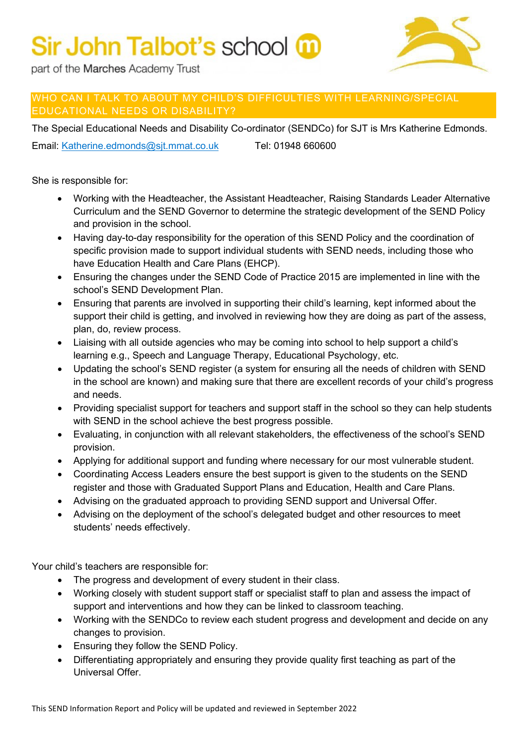Sir John Talbot's school

part of the Marches Academy Trust

## WHO CAN I TALK TO ABOUT MY CHILD'S DIFFICULTIES WITH LEARNING/SPECIAL EDUCATIONAL NEEDS OR DISABILITY?

The Special Educational Needs and Disability Co-ordinator (SENDCo) for SJT is Mrs Katherine Edmonds.

Email: Katherine.edmonds@sjt.mmat.co.uk Tel: 01948 660600

She is responsible for:

- Working with the Headteacher, the Assistant Headteacher, Raising Standards Leader Alternative Curriculum and the SEND Governor to determine the strategic development of the SEND Policy and provision in the school.
- Having day-to-day responsibility for the operation of this SEND Policy and the coordination of specific provision made to support individual students with SEND needs, including those who have Education Health and Care Plans (EHCP).
- Ensuring the changes under the SEND Code of Practice 2015 are implemented in line with the school's SEND Development Plan.
- Ensuring that parents are involved in supporting their child's learning, kept informed about the support their child is getting, and involved in reviewing how they are doing as part of the assess, plan, do, review process.
- Liaising with all outside agencies who may be coming into school to help support a child's learning e.g., Speech and Language Therapy, Educational Psychology, etc.
- Updating the school's SEND register (a system for ensuring all the needs of children with SEND in the school are known) and making sure that there are excellent records of your child's progress and needs.
- Providing specialist support for teachers and support staff in the school so they can help students with SEND in the school achieve the best progress possible.
- Evaluating, in conjunction with all relevant stakeholders, the effectiveness of the school's SEND provision.
- Applying for additional support and funding where necessary for our most vulnerable student.
- Coordinating Access Leaders ensure the best support is given to the students on the SEND register and those with Graduated Support Plans and Education, Health and Care Plans.
- Advising on the graduated approach to providing SEND support and Universal Offer.
- Advising on the deployment of the school's delegated budget and other resources to meet students' needs effectively.

Your child's teachers are responsible for:

- The progress and development of every student in their class.
- Working closely with student support staff or specialist staff to plan and assess the impact of support and interventions and how they can be linked to classroom teaching.
- Working with the SENDCo to review each student progress and development and decide on any changes to provision.
- Ensuring they follow the SEND Policy.
- Differentiating appropriately and ensuring they provide quality first teaching as part of the Universal Offer.

This SEND Information Report and Policy will be updated and reviewed in September 2022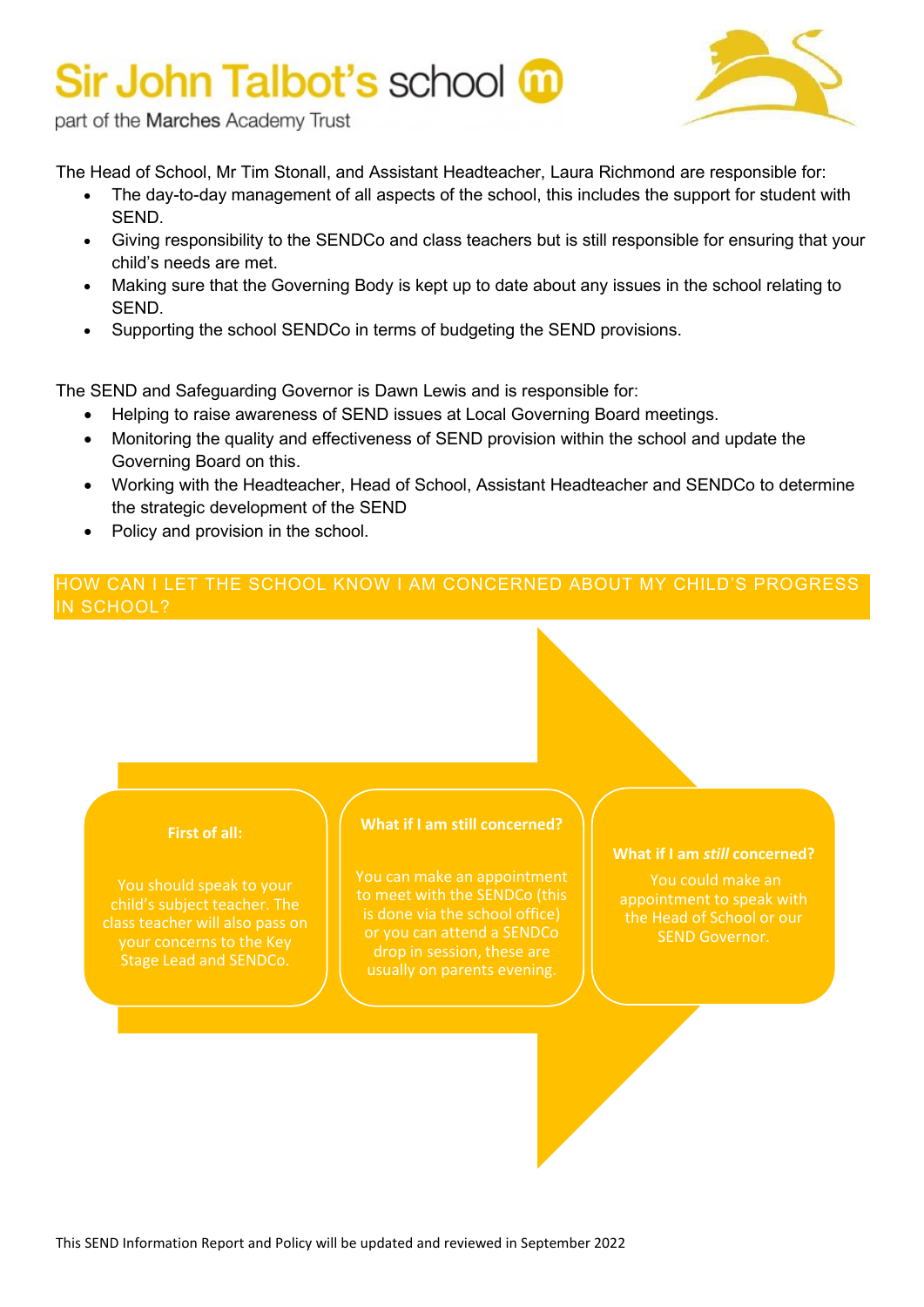The Head of School, Mr Tim Stonall, and Assistant Headteacher, Laura Richmond are responsible for:

- The day-to-day management of all aspects of the school, this includes the support for student with SEND.
- Giving responsibility to the SENDCo and class teachers but is still responsible for ensuring that your child's needs are met.
- Making sure that the Governing Body is kept up to date about any issues in the school relating to SEND.
- Supporting the school SENDCo in terms of budgeting the SEND provisions.

The SEND and Safeguarding Governor is Dawn Lewis and is responsible for:

- Helping to raise awareness of SEND issues at Local Governing Board meetings.
- Monitoring the quality and effectiveness of SEND provision within the school and update the Governing Board on this.
- Working with the Headteacher, Head of School, Assistant Headteacher and SENDCo to determine the strategic development of the SEND
- Policy and provision in the school.

## HOW CAN I LET THE SCHOOL KNOW I AM CONCERNED ABOUT MY CHILD'S PROGRESS IN SCHOOL?

**First of all:**

You should speak to your child's subject teacher. The class teacher will also pass on your concerns to the Key Stage Lead and SENDCo.

**What if I am still concerned?**

You can make an appointment to meet with the SENDCo (this is done via the school office) or you can attend a SENDCo drop in session, these are usually on parents evening.

**What if I am *still* concerned?**

You could make an appointment to speak with the Head of School or our SEND Governor.

This SEND Information Report and Policy will be updated and reviewed in September 2022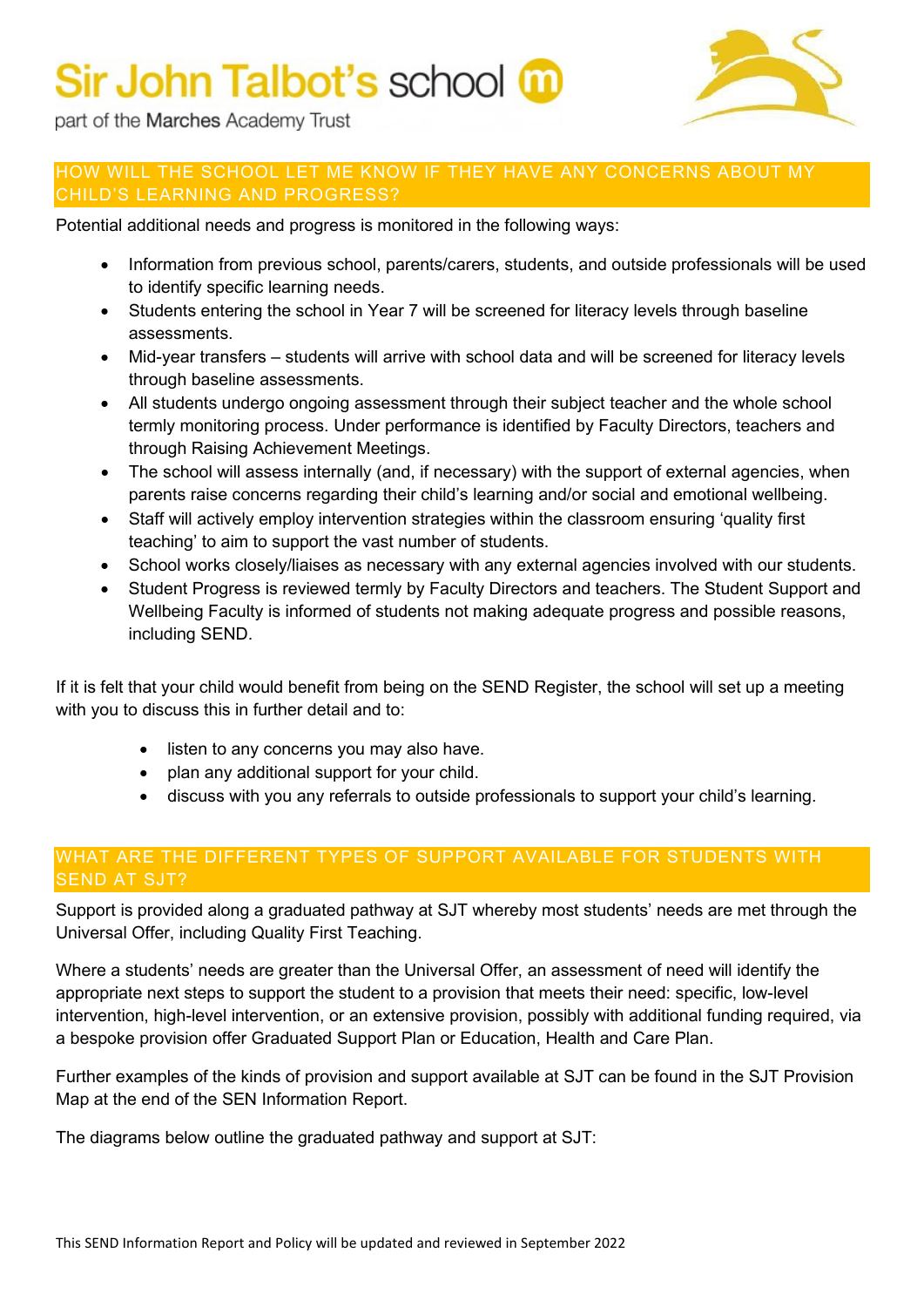## HOW WILL THE SCHOOL LET ME KNOW IF THEY HAVE ANY CONCERNS ABOUT MY CHILD'S LEARNING AND PROGRESS?

Potential additional needs and progress is monitored in the following ways:

- Information from previous school, parents/carers, students, and outside professionals will be used to identify specific learning needs.
- Students entering the school in Year 7 will be screened for literacy levels through baseline assessments.
- Mid-year transfers – students will arrive with school data and will be screened for literacy levels through baseline assessments.
- All students undergo ongoing assessment through their subject teacher and the whole school termly monitoring process. Under performance is identified by Faculty Directors, teachers and through Raising Achievement Meetings.
- The school will assess internally (and, if necessary) with the support of external agencies, when parents raise concerns regarding their child's learning and/or social and emotional wellbeing.
- Staff will actively employ intervention strategies within the classroom ensuring 'quality first teaching' to aim to support the vast number of students.
- School works closely/liaises as necessary with any external agencies involved with our students.
- Student Progress is reviewed termly by Faculty Directors and teachers. The Student Support and Wellbeing Faculty is informed of students not making adequate progress and possible reasons, including SEND.

If it is felt that your child would benefit from being on the SEND Register, the school will set up a meeting with you to discuss this in further detail and to:

- listen to any concerns you may also have.
- plan any additional support for your child.
- discuss with you any referrals to outside professionals to support your child's learning.

## WHAT ARE THE DIFFERENT TYPES OF SUPPORT AVAILABLE FOR STUDENTS WITH SEND AT SJT?

Support is provided along a graduated pathway at SJT whereby most students' needs are met through the Universal Offer, including Quality First Teaching.

Where a students' needs are greater than the Universal Offer, an assessment of need will identify the appropriate next steps to support the student to a provision that meets their need: specific, low-level intervention, high-level intervention, or an extensive provision, possibly with additional funding required, via a bespoke provision offer Graduated Support Plan or Education, Health and Care Plan.

Further examples of the kinds of provision and support available at SJT can be found in the SJT Provision Map at the end of the SEN Information Report.

The diagrams below outline the graduated pathway and support at SJT: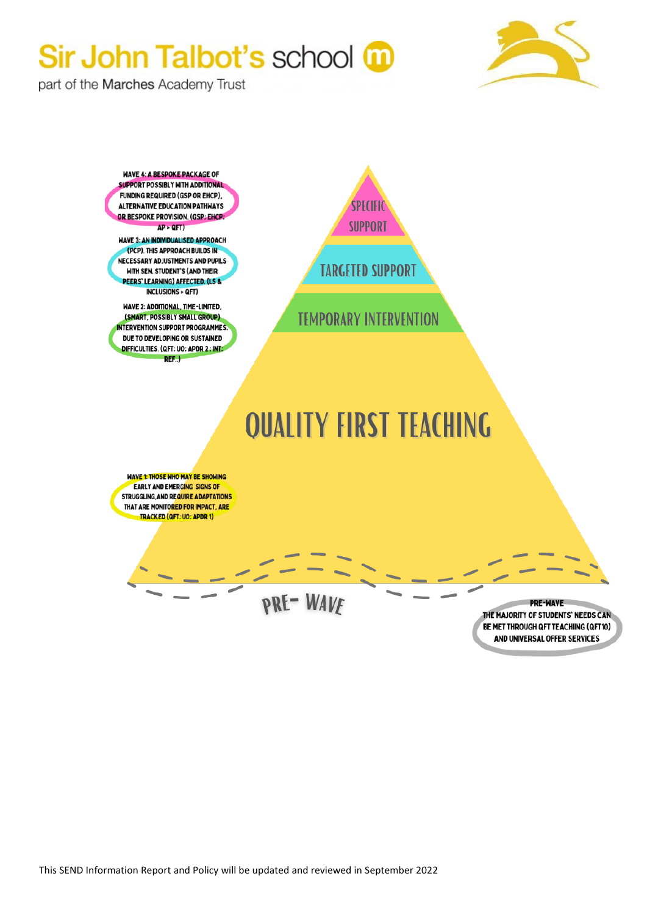**WAVE 4: A BESPOKE PACKAGE OF SUPPORT POSSIBLY WITH ADDITIONAL FUNDING REQUIRED (GSP OR EHCP), ALTERNATIVE EDUCATION PATHWAYS OR BESPOKE PROVISION. (GSP; EHCP; AP > QFT)**

**WAVE 3: AN INDIVIDUALISED APPROACH (PCP). THIS APPROACH BUILDS IN NECESSARY ADJUSTMENTS AND PUPILS WITH SEN. STUDENT'S (AND THEIR PEERS' LEARNING) AFFECTED. (LS & INCLUSIONS > QFT)**

**WAVE 2: ADDITIONAL, TIME-LIMITED, (SMART, POSSIBLY SMALL GROUP) INTERVENTION SUPPORT PROGRAMMES. DUE TO DEVELOPING OR SUSTAINED DIFFICULTIES. (QFT: UO: APDR 2 : INT: REF..)**

SPECIFIC SUPPORT

TARGETED SUPPORT

TEMPORARY INTERVENTION

QUALITY FIRST TEACHING

**WAVE 1: THOSE WHO MAY BE SHOWING EARLY AND EMERGING SIGNS OF STRUGGLING, AND REQUIRE ADAPTATIONS THAT ARE MONITORED FOR IMPACT, ARE TRACKED (QFT: UO: APDR 1)**

PRE- WAVE

**PRE-WAVE**
**THE MAJORITY OF STUDENTS' NEEDS CAN BE MET THROUGH QFT TEACHING (QFT10) AND UNIVERSAL OFFER SERVICES**

This SEND Information Report and Policy will be updated and reviewed in September 2022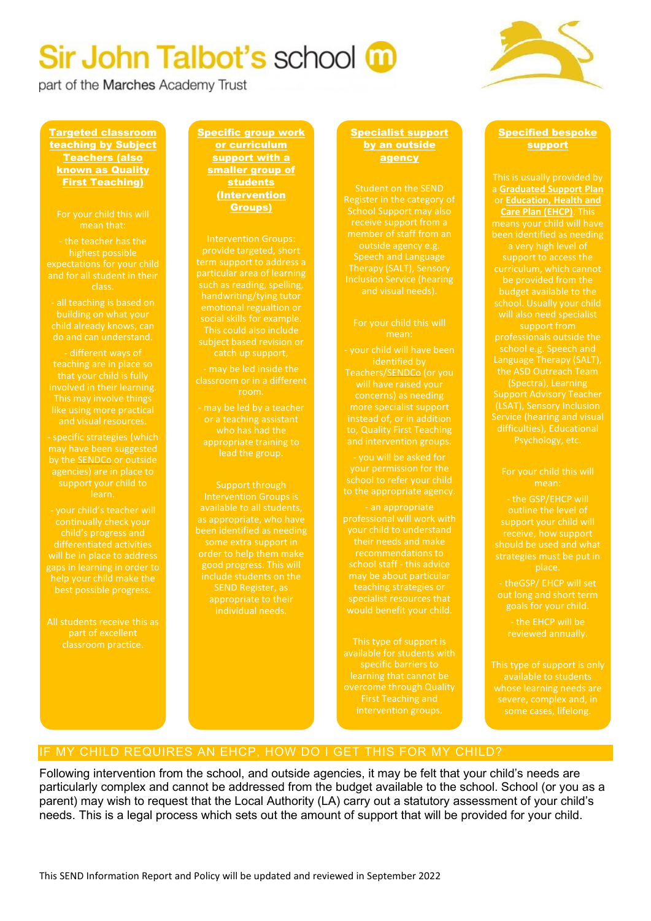# Sir John Talbot's school

part of the Marches Academy Trust

### Targeted classroom teaching by Subject Teachers (also known as Quality First Teaching)

For your child this will mean that:

- the teacher has the highest possible expectations for your child and for all student in their class.
- all teaching is based on building on what your child already knows, can do and can understand.
- different ways of teaching are in place so that your child is fully involved in their learning. This may involve things like using more practical and visual resources.
- specific strategies (which may have been suggested by the SENDCo or outside agencies) are in place to support your child to learn.
- your child's teacher will continually check your child's progress and differentiated activities will be in place to address gaps in learning in order to help your child make the best possible progress.

All students receive this as part of excellent classroom practice.

### Specific group work or curriculum support with a smaller group of students (Intervention Groups)

Intervention Groups: provide targeted, short term support to address a particular area of learning such as reading, spelling, handwriting/tying tutor emotional regualtion or social skills for example. This could also include subject based revision or catch up support,

- may be led inside the classroom or in a different room.
- may be led by a teacher or a teaching assistant who has had the appropriate training to lead the group.

Support through Intervention Groups is available to all students, as appropriate, who have been identified as needing some extra support in order to help them make good progress. This will include students on the SEND Register, as appropriate to their individual needs.

### Specialist support by an outside agency

Student on the SEND Register in the category of School Support may also receive support from a member of staff from an outside agency e.g. Speech and Language Therapy (SALT), Sensory Inclusion Service (hearing and visual needs).

For your child this will mean:

- your child will have been identified by Teachers/SENDCo (or you will have raised your concerns) as needing more specialist support instead of, or in addition to, Quality First Teaching and intervention groups.
- you will be asked for your permission for the school to refer your child to the appropriate agency.
- an appropriate professional will work with your child to understand their needs and make recommendations to school staff - this advice may be about particular teaching strategies or specialist resources that would benefit your child.

This type of support is available for students with specific barriers to learning that cannot be overcome through Quality First Teaching and intervention groups.

### Specified bespoke support

This is usually provided by a **Graduated Support Plan** or **Education, Health and Care Plan (EHCP)**. This means your child will have been identified as needing a very high level of support to access the curriculum, which cannot be provided from the budget available to the school. Usually your child will also need specialist support from professionals outside the school e.g. Speech and Language Therapy (SALT), the ASD Outreach Team (Spectra), Learning Support Advisory Teacher (LSAT), Sensory Inclusion Service (hearing and visual difficulties), Educational Psychology, etc.

For your child this will mean:

- the GSP/EHCP will outline the level of support your child will receive, how support should be used and what strategies must be put in place.
- theGSP/ EHCP will set out long and short term goals for your child.
- the EHCP will be reviewed annually.

This type of support is only available to students whose learning needs are severe, complex and, in some cases, lifelong.

## IF MY CHILD REQUIRES AN EHCP, HOW DO I GET THIS FOR MY CHILD?

Following intervention from the school, and outside agencies, it may be felt that your child's needs are particularly complex and cannot be addressed from the budget available to the school. School (or you as a parent) may wish to request that the Local Authority (LA) carry out a statutory assessment of your child's needs. This is a legal process which sets out the amount of support that will be provided for your child.

This SEND Information Report and Policy will be updated and reviewed in September 2022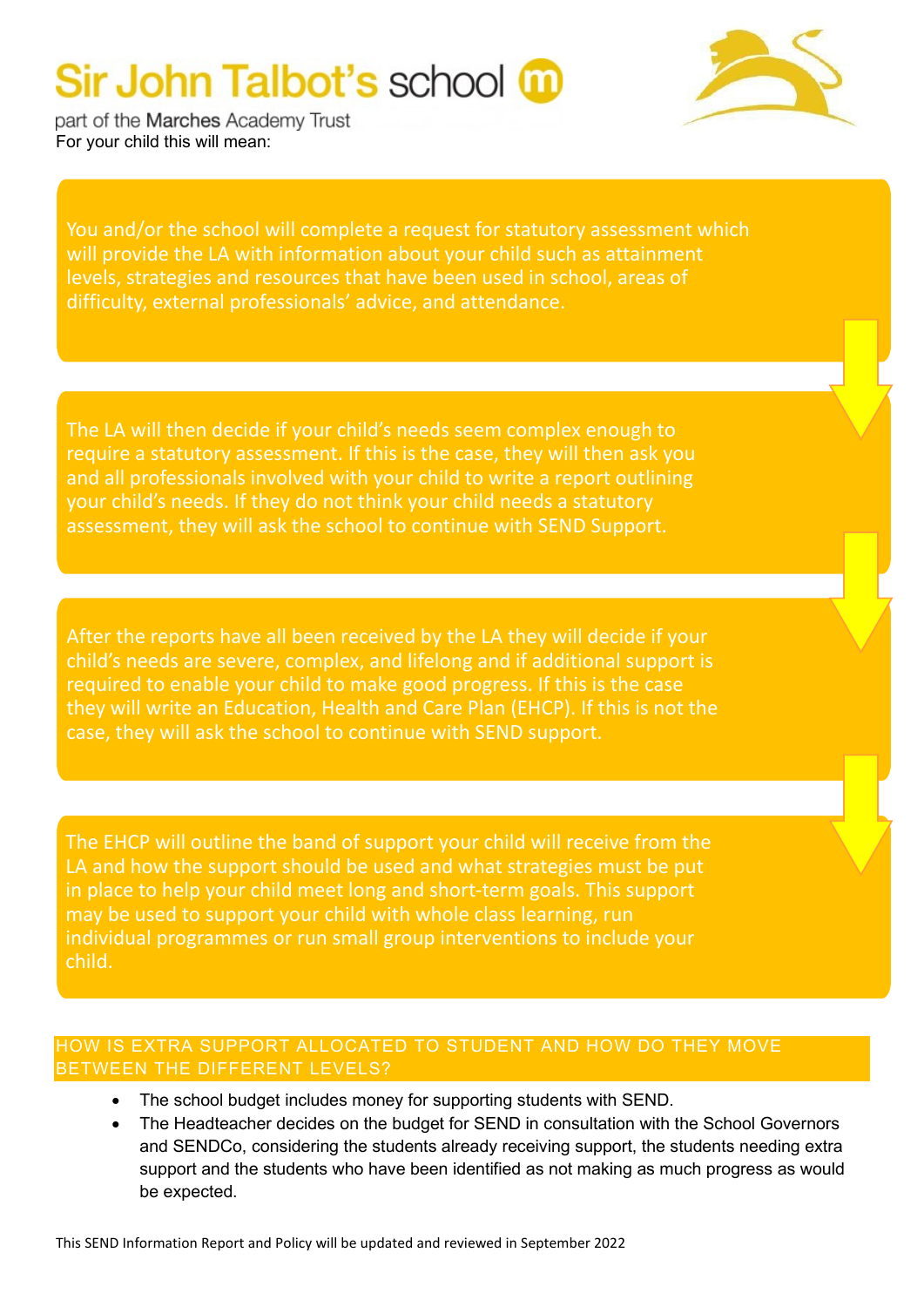For your child this will mean:

You and/or the school will complete a request for statutory assessment which will provide the LA with information about your child such as attainment levels, strategies and resources that have been used in school, areas of difficulty, external professionals' advice, and attendance.

The LA will then decide if your child's needs seem complex enough to require a statutory assessment. If this is the case, they will then ask you and all professionals involved with your child to write a report outlining your child's needs. If they do not think your child needs a statutory assessment, they will ask the school to continue with SEND Support.

After the reports have all been received by the LA they will decide if your child's needs are severe, complex, and lifelong and if additional support is required to enable your child to make good progress. If this is the case they will write an Education, Health and Care Plan (EHCP). If this is not the case, they will ask the school to continue with SEND support.

The EHCP will outline the band of support your child will receive from the LA and how the support should be used and what strategies must be put in place to help your child meet long and short-term goals. This support may be used to support your child with whole class learning, run individual programmes or run small group interventions to include your child.

## HOW IS EXTRA SUPPORT ALLOCATED TO STUDENT AND HOW DO THEY MOVE BETWEEN THE DIFFERENT LEVELS?

- The school budget includes money for supporting students with SEND.
- The Headteacher decides on the budget for SEND in consultation with the School Governors and SENDCo, considering the students already receiving support, the students needing extra support and the students who have been identified as not making as much progress as would be expected.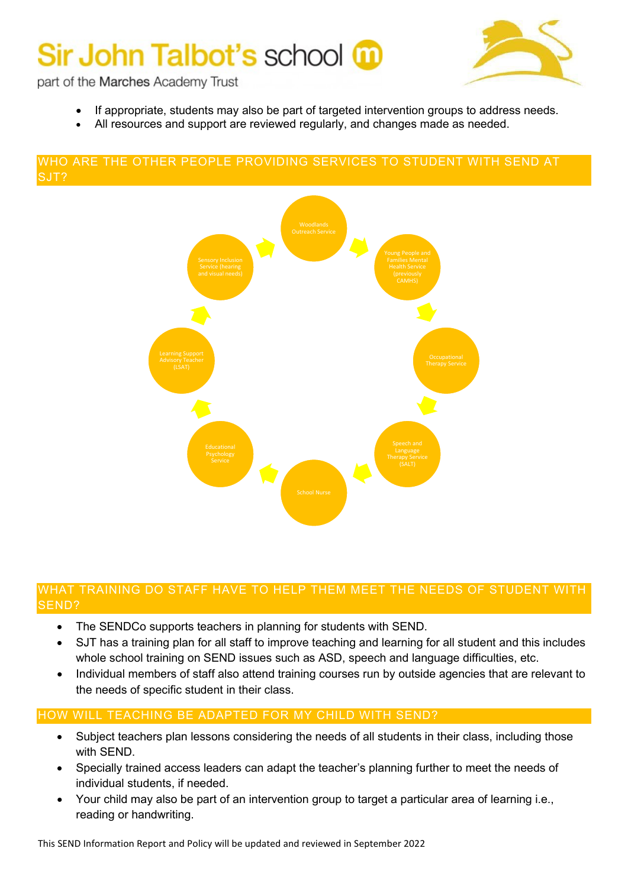- If appropriate, students may also be part of targeted intervention groups to address needs.
- All resources and support are reviewed regularly, and changes made as needed.

## WHO ARE THE OTHER PEOPLE PROVIDING SERVICES TO STUDENT WITH SEND AT SJT?

- Woodlands Outreach Service
- Young People and Families Mental Health Service (previously CAMHS)
- Occupational Therapy Service
- Speech and Language Therapy Service (SALT)
- School Nurse
- Educational Psychology Service
- Learning Support Advisory Teacher (LSAT)
- Sensory Inclusion Service (hearing and visual needs)

## WHAT TRAINING DO STAFF HAVE TO HELP THEM MEET THE NEEDS OF STUDENT WITH SEND?

- The SENDCo supports teachers in planning for students with SEND.
- SJT has a training plan for all staff to improve teaching and learning for all student and this includes whole school training on SEND issues such as ASD, speech and language difficulties, etc.
- Individual members of staff also attend training courses run by outside agencies that are relevant to the needs of specific student in their class.

## HOW WILL TEACHING BE ADAPTED FOR MY CHILD WITH SEND?

- Subject teachers plan lessons considering the needs of all students in their class, including those with SEND.
- Specially trained access leaders can adapt the teacher's planning further to meet the needs of individual students, if needed.
- Your child may also be part of an intervention group to target a particular area of learning i.e., reading or handwriting.

This SEND Information Report and Policy will be updated and reviewed in September 2022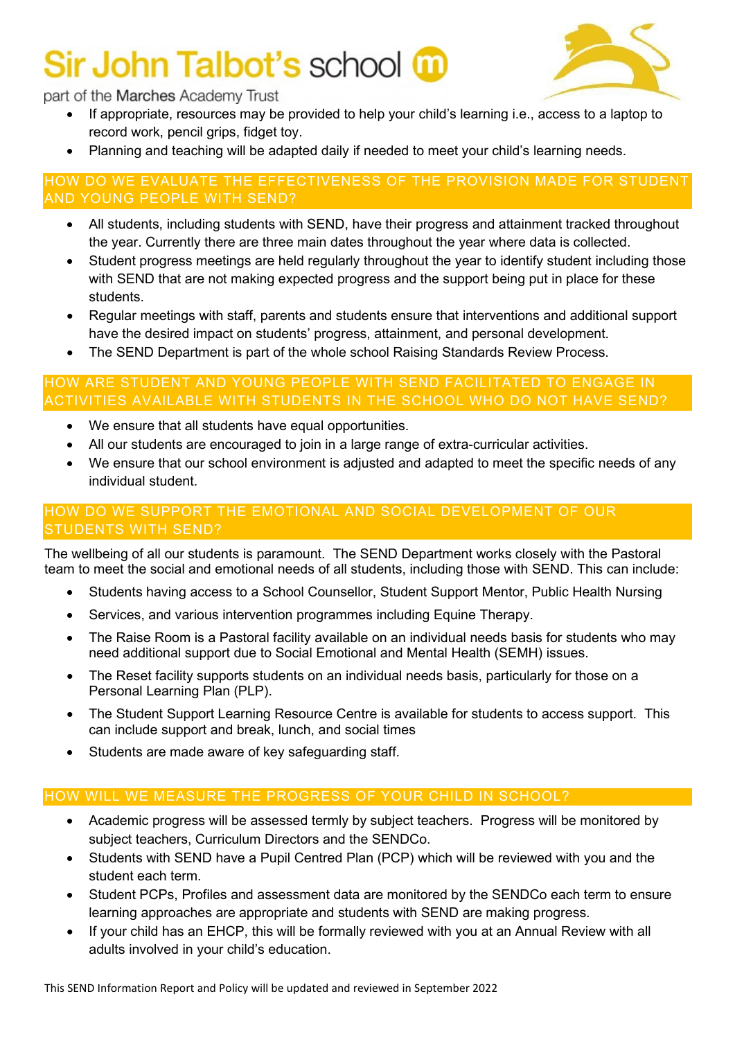- If appropriate, resources may be provided to help your child's learning i.e., access to a laptop to record work, pencil grips, fidget toy.
- Planning and teaching will be adapted daily if needed to meet your child's learning needs.

## HOW DO WE EVALUATE THE EFFECTIVENESS OF THE PROVISION MADE FOR STUDENT AND YOUNG PEOPLE WITH SEND?

- All students, including students with SEND, have their progress and attainment tracked throughout the year. Currently there are three main dates throughout the year where data is collected.
- Student progress meetings are held regularly throughout the year to identify student including those with SEND that are not making expected progress and the support being put in place for these students.
- Regular meetings with staff, parents and students ensure that interventions and additional support have the desired impact on students' progress, attainment, and personal development.
- The SEND Department is part of the whole school Raising Standards Review Process.

## HOW ARE STUDENT AND YOUNG PEOPLE WITH SEND FACILITATED TO ENGAGE IN ACTIVITIES AVAILABLE WITH STUDENTS IN THE SCHOOL WHO DO NOT HAVE SEND?

- We ensure that all students have equal opportunities.
- All our students are encouraged to join in a large range of extra-curricular activities.
- We ensure that our school environment is adjusted and adapted to meet the specific needs of any individual student.

## HOW DO WE SUPPORT THE EMOTIONAL AND SOCIAL DEVELOPMENT OF OUR STUDENTS WITH SEND?

The wellbeing of all our students is paramount. The SEND Department works closely with the Pastoral team to meet the social and emotional needs of all students, including those with SEND. This can include:

- Students having access to a School Counsellor, Student Support Mentor, Public Health Nursing
- Services, and various intervention programmes including Equine Therapy.
- The Raise Room is a Pastoral facility available on an individual needs basis for students who may need additional support due to Social Emotional and Mental Health (SEMH) issues.
- The Reset facility supports students on an individual needs basis, particularly for those on a Personal Learning Plan (PLP).
- The Student Support Learning Resource Centre is available for students to access support. This can include support and break, lunch, and social times
- Students are made aware of key safeguarding staff.

## HOW WILL WE MEASURE THE PROGRESS OF YOUR CHILD IN SCHOOL?

- Academic progress will be assessed termly by subject teachers. Progress will be monitored by subject teachers, Curriculum Directors and the SENDCo.
- Students with SEND have a Pupil Centred Plan (PCP) which will be reviewed with you and the student each term.
- Student PCPs, Profiles and assessment data are monitored by the SENDCo each term to ensure learning approaches are appropriate and students with SEND are making progress.
- If your child has an EHCP, this will be formally reviewed with you at an Annual Review with all adults involved in your child's education.

This SEND Information Report and Policy will be updated and reviewed in September 2022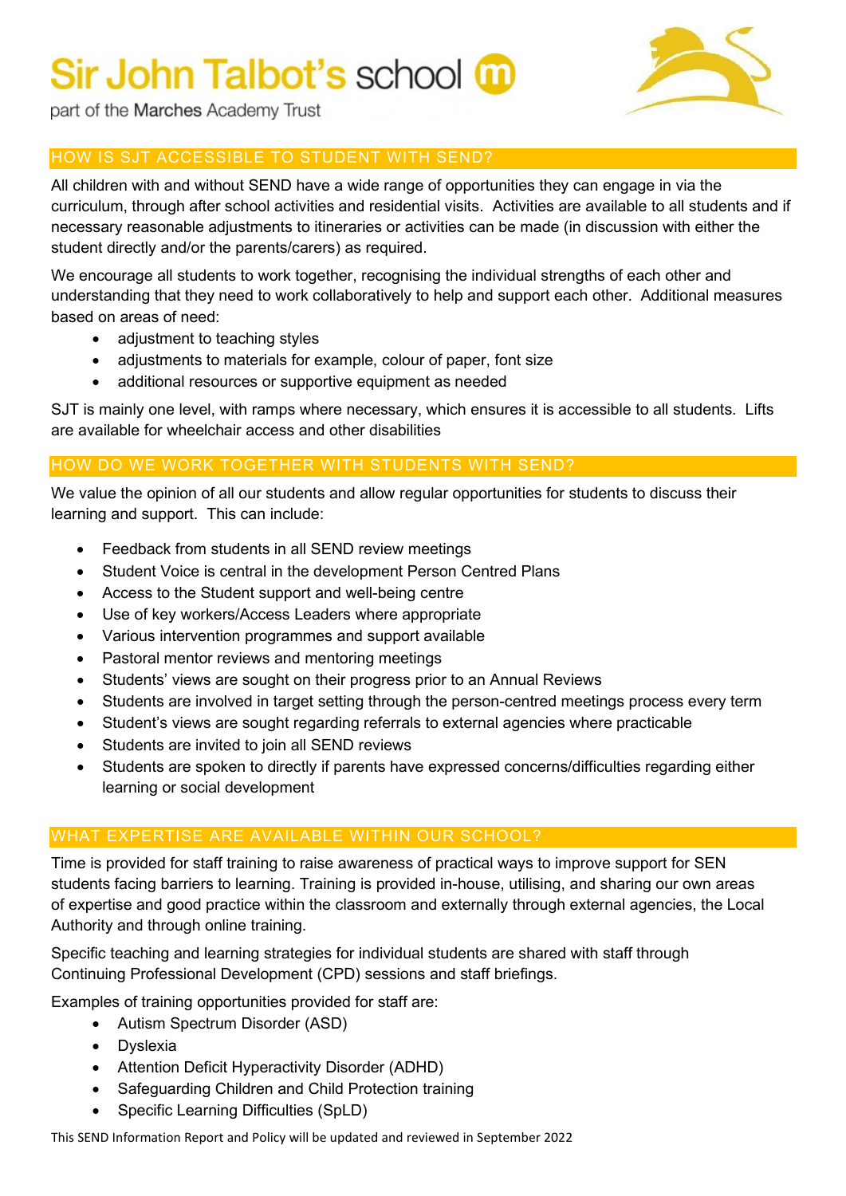## HOW IS SJT ACCESSIBLE TO STUDENT WITH SEND?

All children with and without SEND have a wide range of opportunities they can engage in via the curriculum, through after school activities and residential visits. Activities are available to all students and if necessary reasonable adjustments to itineraries or activities can be made (in discussion with either the student directly and/or the parents/carers) as required.

We encourage all students to work together, recognising the individual strengths of each other and understanding that they need to work collaboratively to help and support each other. Additional measures based on areas of need:

- adjustment to teaching styles
- adjustments to materials for example, colour of paper, font size
- additional resources or supportive equipment as needed

SJT is mainly one level, with ramps where necessary, which ensures it is accessible to all students. Lifts are available for wheelchair access and other disabilities

## HOW DO WE WORK TOGETHER WITH STUDENTS WITH SEND?

We value the opinion of all our students and allow regular opportunities for students to discuss their learning and support. This can include:

- Feedback from students in all SEND review meetings
- Student Voice is central in the development Person Centred Plans
- Access to the Student support and well-being centre
- Use of key workers/Access Leaders where appropriate
- Various intervention programmes and support available
- Pastoral mentor reviews and mentoring meetings
- Students' views are sought on their progress prior to an Annual Reviews
- Students are involved in target setting through the person-centred meetings process every term
- Student's views are sought regarding referrals to external agencies where practicable
- Students are invited to join all SEND reviews
- Students are spoken to directly if parents have expressed concerns/difficulties regarding either learning or social development

## WHAT EXPERTISE ARE AVAILABLE WITHIN OUR SCHOOL?

Time is provided for staff training to raise awareness of practical ways to improve support for SEN students facing barriers to learning. Training is provided in-house, utilising, and sharing our own areas of expertise and good practice within the classroom and externally through external agencies, the Local Authority and through online training.

Specific teaching and learning strategies for individual students are shared with staff through Continuing Professional Development (CPD) sessions and staff briefings.

Examples of training opportunities provided for staff are:

- Autism Spectrum Disorder (ASD)
- Dyslexia
- Attention Deficit Hyperactivity Disorder (ADHD)
- Safeguarding Children and Child Protection training
- Specific Learning Difficulties (SpLD)

This SEND Information Report and Policy will be updated and reviewed in September 2022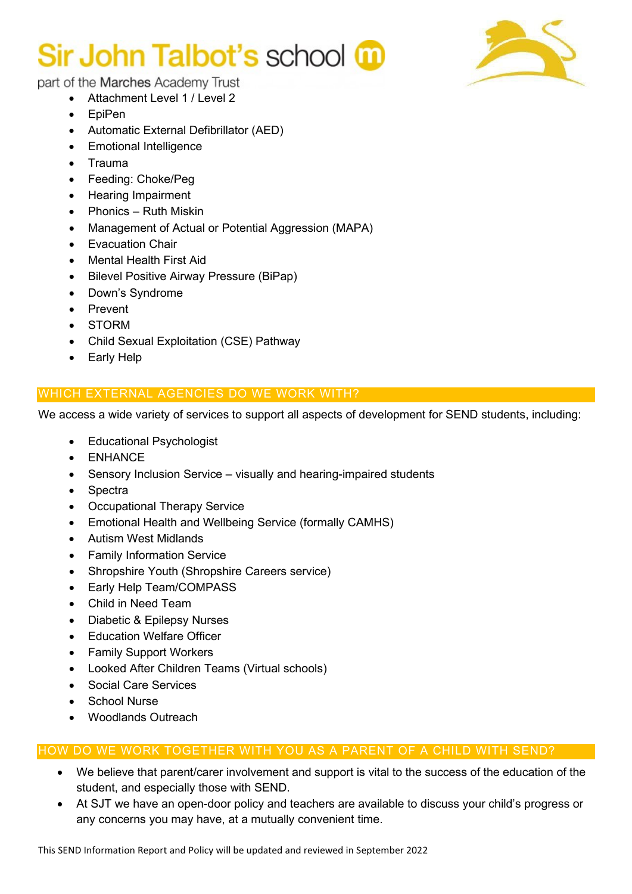- Attachment Level 1 / Level 2
- EpiPen
- Automatic External Defibrillator (AED)
- Emotional Intelligence
- Trauma
- Feeding: Choke/Peg
- Hearing Impairment
- Phonics – Ruth Miskin
- Management of Actual or Potential Aggression (MAPA)
- Evacuation Chair
- Mental Health First Aid
- Bilevel Positive Airway Pressure (BiPap)
- Down's Syndrome
- Prevent
- STORM
- Child Sexual Exploitation (CSE) Pathway
- Early Help

## WHICH EXTERNAL AGENCIES DO WE WORK WITH?

We access a wide variety of services to support all aspects of development for SEND students, including:

- Educational Psychologist
- ENHANCE
- Sensory Inclusion Service – visually and hearing-impaired students
- Spectra
- Occupational Therapy Service
- Emotional Health and Wellbeing Service (formally CAMHS)
- Autism West Midlands
- Family Information Service
- Shropshire Youth (Shropshire Careers service)
- Early Help Team/COMPASS
- Child in Need Team
- Diabetic & Epilepsy Nurses
- Education Welfare Officer
- Family Support Workers
- Looked After Children Teams (Virtual schools)
- Social Care Services
- School Nurse
- Woodlands Outreach

## HOW DO WE WORK TOGETHER WITH YOU AS A PARENT OF A CHILD WITH SEND?

- We believe that parent/carer involvement and support is vital to the success of the education of the student, and especially those with SEND.
- At SJT we have an open-door policy and teachers are available to discuss your child's progress or any concerns you may have, at a mutually convenient time.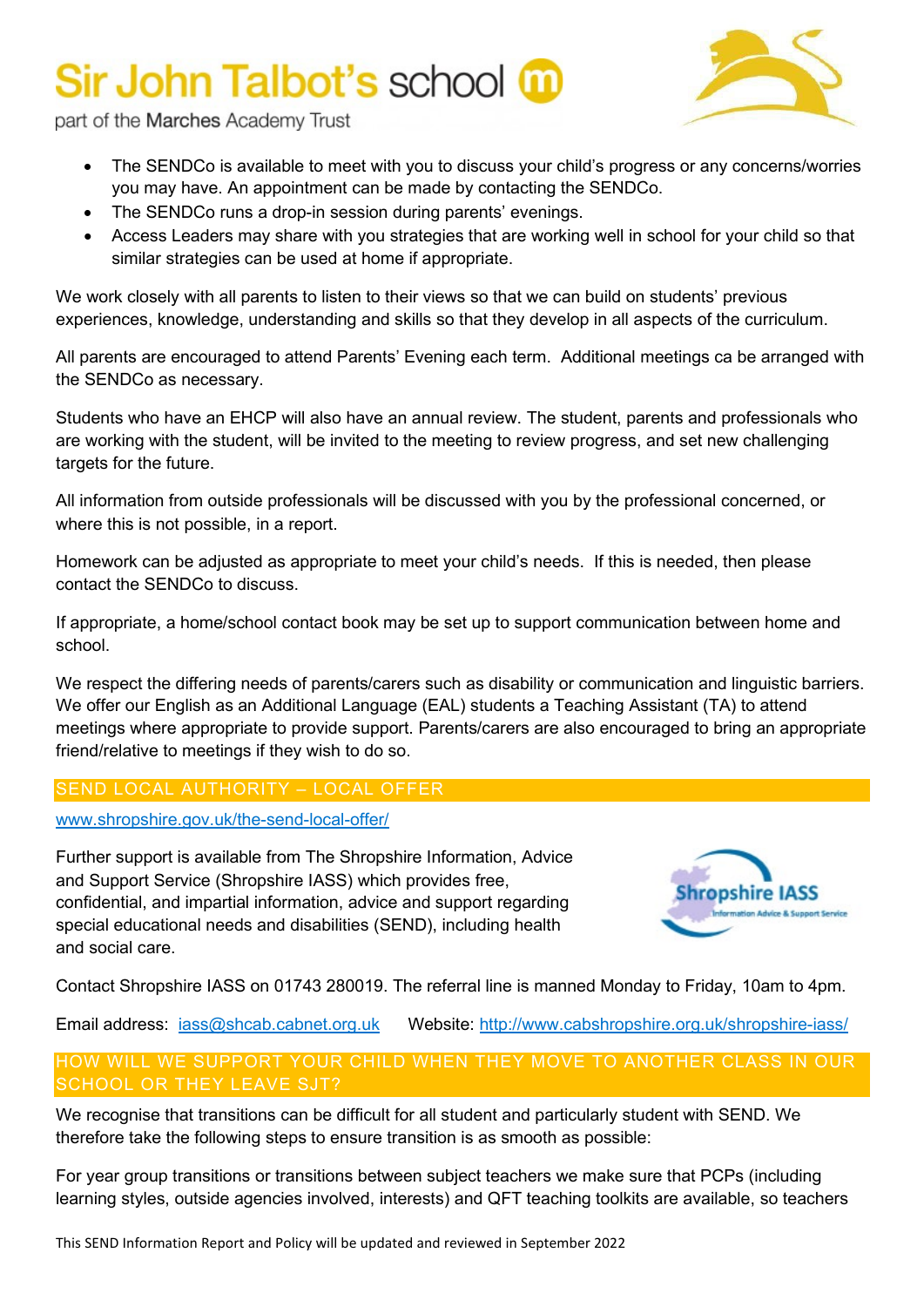- The SENDCo is available to meet with you to discuss your child's progress or any concerns/worries you may have. An appointment can be made by contacting the SENDCo.
- The SENDCo runs a drop-in session during parents' evenings.
- Access Leaders may share with you strategies that are working well in school for your child so that similar strategies can be used at home if appropriate.

We work closely with all parents to listen to their views so that we can build on students' previous experiences, knowledge, understanding and skills so that they develop in all aspects of the curriculum.

All parents are encouraged to attend Parents' Evening each term. Additional meetings ca be arranged with the SENDCo as necessary.

Students who have an EHCP will also have an annual review. The student, parents and professionals who are working with the student, will be invited to the meeting to review progress, and set new challenging targets for the future.

All information from outside professionals will be discussed with you by the professional concerned, or where this is not possible, in a report.

Homework can be adjusted as appropriate to meet your child's needs. If this is needed, then please contact the SENDCo to discuss.

If appropriate, a home/school contact book may be set up to support communication between home and school.

We respect the differing needs of parents/carers such as disability or communication and linguistic barriers. We offer our English as an Additional Language (EAL) students a Teaching Assistant (TA) to attend meetings where appropriate to provide support. Parents/carers are also encouraged to bring an appropriate friend/relative to meetings if they wish to do so.

## SEND LOCAL AUTHORITY – LOCAL OFFER

[www.shropshire.gov.uk/the-send-local-offer/](www.shropshire.gov.uk/the-send-local-offer/)

Further support is available from The Shropshire Information, Advice and Support Service (Shropshire IASS) which provides free, confidential, and impartial information, advice and support regarding special educational needs and disabilities (SEND), including health and social care.

Contact Shropshire IASS on 01743 280019. The referral line is manned Monday to Friday, 10am to 4pm.

Email address: [iass@shcab.cabnet.org.uk](mailto:iass@shcab.cabnet.org.uk) Website: [http://www.cabshropshire.org.uk/shropshire-iass/](http://www.cabshropshire.org.uk/shropshire-iass/)

## HOW WILL WE SUPPORT YOUR CHILD WHEN THEY MOVE TO ANOTHER CLASS IN OUR SCHOOL OR THEY LEAVE SJT?

We recognise that transitions can be difficult for all student and particularly student with SEND. We therefore take the following steps to ensure transition is as smooth as possible:

For year group transitions or transitions between subject teachers we make sure that PCPs (including learning styles, outside agencies involved, interests) and QFT teaching toolkits are available, so teachers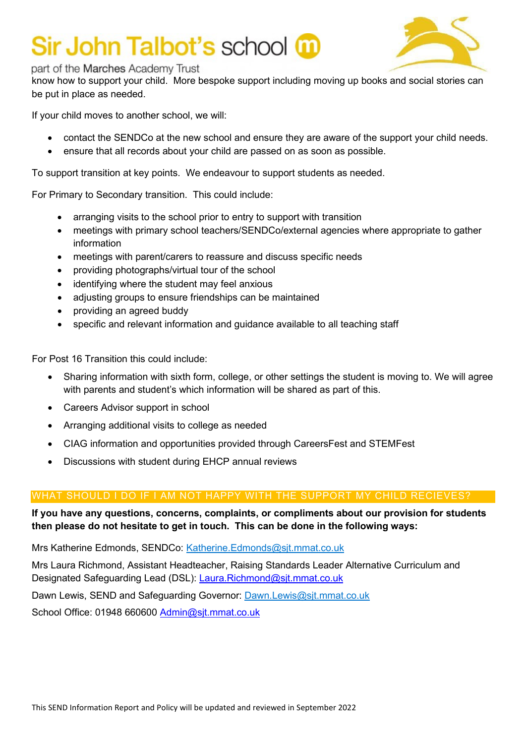know how to support your child. More bespoke support including moving up books and social stories can be put in place as needed.

If your child moves to another school, we will:

- contact the SENDCo at the new school and ensure they are aware of the support your child needs.
- ensure that all records about your child are passed on as soon as possible.

To support transition at key points. We endeavour to support students as needed.

For Primary to Secondary transition. This could include:

- arranging visits to the school prior to entry to support with transition
- meetings with primary school teachers/SENDCo/external agencies where appropriate to gather information
- meetings with parent/carers to reassure and discuss specific needs
- providing photographs/virtual tour of the school
- identifying where the student may feel anxious
- adjusting groups to ensure friendships can be maintained
- providing an agreed buddy
- specific and relevant information and guidance available to all teaching staff

For Post 16 Transition this could include:

- Sharing information with sixth form, college, or other settings the student is moving to. We will agree with parents and student's which information will be shared as part of this.
- Careers Advisor support in school
- Arranging additional visits to college as needed
- CIAG information and opportunities provided through CareersFest and STEMFest
- Discussions with student during EHCP annual reviews

## WHAT SHOULD I DO IF I AM NOT HAPPY WITH THE SUPPORT MY CHILD RECIEVES?

**If you have any questions, concerns, complaints, or compliments about our provision for students then please do not hesitate to get in touch. This can be done in the following ways:**

Mrs Katherine Edmonds, SENDCo: Katherine.Edmonds@sjt.mmat.co.uk

Mrs Laura Richmond, Assistant Headteacher, Raising Standards Leader Alternative Curriculum and Designated Safeguarding Lead (DSL): Laura.Richmond@sjt.mmat.co.uk

Dawn Lewis, SEND and Safeguarding Governor: Dawn.Lewis@sjt.mmat.co.uk

School Office: 01948 660600 Admin@sjt.mmat.co.uk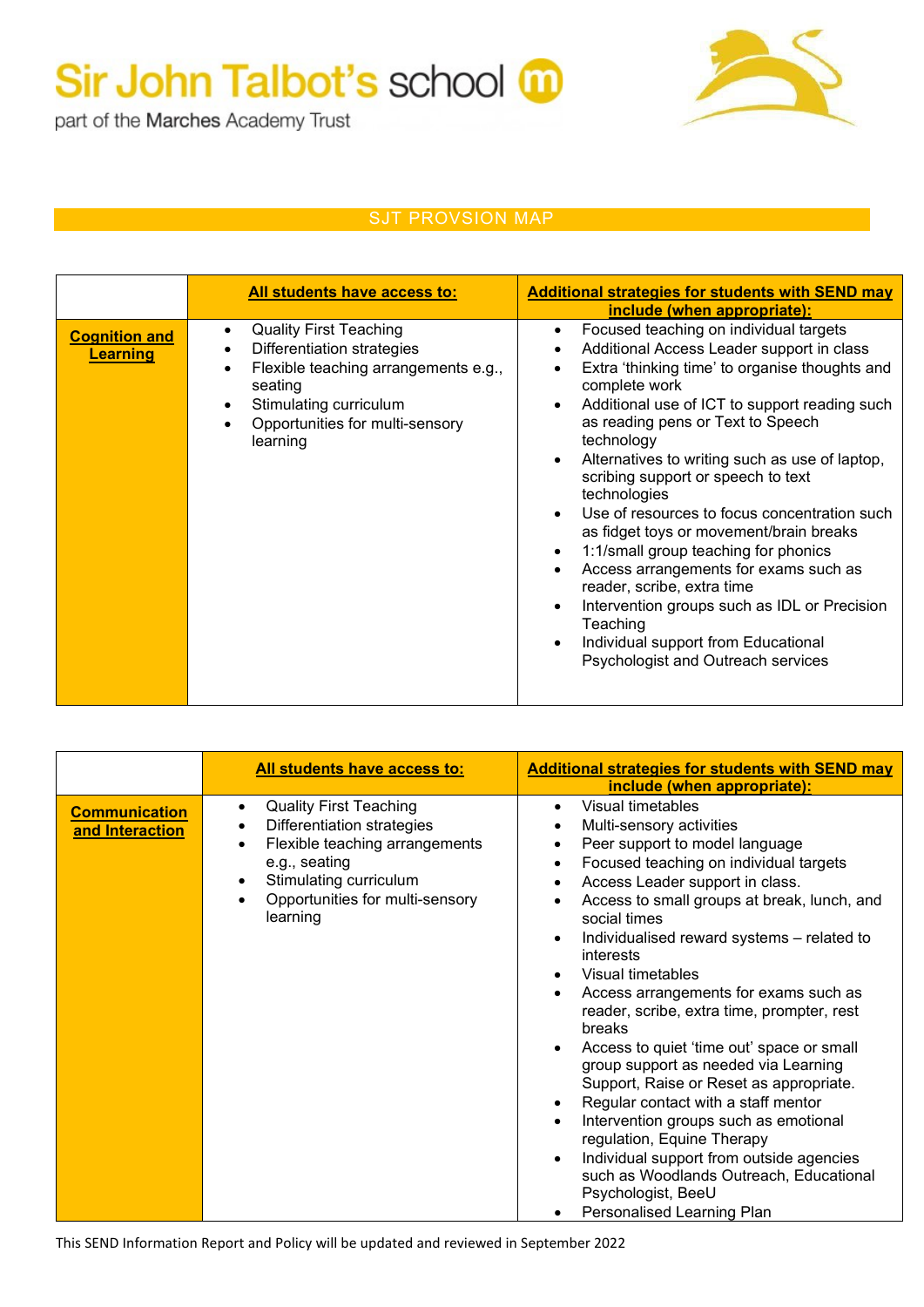Sir John Talbot's school

part of the Marches Academy Trust

## SJT PROVSION MAP

| | All students have access to: | Additional strategies for students with SEND may include (when appropriate): |
|---|---|---|
| **Cognition and Learning** | • Quality First Teaching<br>• Differentiation strategies<br>• Flexible teaching arrangements e.g., seating<br>• Stimulating curriculum<br>• Opportunities for multi-sensory learning | • Focused teaching on individual targets<br>• Additional Access Leader support in class<br>• Extra 'thinking time' to organise thoughts and complete work<br>• Additional use of ICT to support reading such as reading pens or Text to Speech technology<br>• Alternatives to writing such as use of laptop, scribing support or speech to text technologies<br>• Use of resources to focus concentration such as fidget toys or movement/brain breaks<br>• 1:1/small group teaching for phonics<br>• Access arrangements for exams such as reader, scribe, extra time<br>• Intervention groups such as IDL or Precision Teaching<br>• Individual support from Educational Psychologist and Outreach services |

| | All students have access to: | Additional strategies for students with SEND may include (when appropriate): |
|---|---|---|
| **Communication and Interaction** | • Quality First Teaching<br>• Differentiation strategies<br>• Flexible teaching arrangements e.g., seating<br>• Stimulating curriculum<br>• Opportunities for multi-sensory learning | • Visual timetables<br>• Multi-sensory activities<br>• Peer support to model language<br>• Focused teaching on individual targets<br>• Access Leader support in class.<br>• Access to small groups at break, lunch, and social times<br>• Individualised reward systems – related to interests<br>• Visual timetables<br>• Access arrangements for exams such as reader, scribe, extra time, prompter, rest breaks<br>• Access to quiet 'time out' space or small group support as needed via Learning Support, Raise or Reset as appropriate.<br>• Regular contact with a staff mentor<br>• Intervention groups such as emotional regulation, Equine Therapy<br>• Individual support from outside agencies such as Woodlands Outreach, Educational Psychologist, BeeU<br>• Personalised Learning Plan |

This SEND Information Report and Policy will be updated and reviewed in September 2022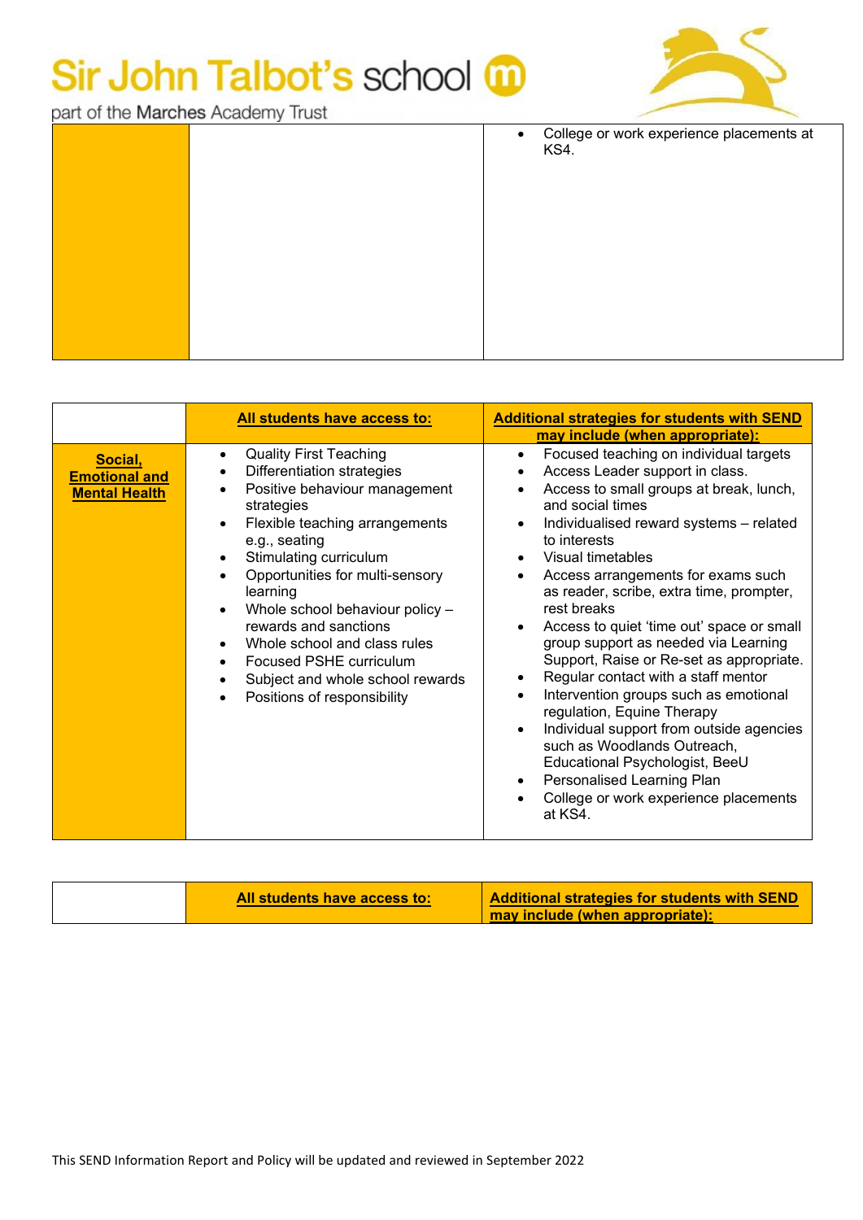| | | |
|---|---|---|
| | | • College or work experience placements at KS4. |

| | **All students have access to:** | **Additional strategies for students with SEND may include (when appropriate):** |
|---|---|---|
| **Social, Emotional and Mental Health** | • Quality First Teaching<br>• Differentiation strategies<br>• Positive behaviour management strategies<br>• Flexible teaching arrangements e.g., seating<br>• Stimulating curriculum<br>• Opportunities for multi-sensory learning<br>• Whole school behaviour policy – rewards and sanctions<br>• Whole school and class rules<br>• Focused PSHE curriculum<br>• Subject and whole school rewards<br>• Positions of responsibility | • Focused teaching on individual targets<br>• Access Leader support in class.<br>• Access to small groups at break, lunch, and social times<br>• Individualised reward systems – related to interests<br>• Visual timetables<br>• Access arrangements for exams such as reader, scribe, extra time, prompter, rest breaks<br>• Access to quiet 'time out' space or small group support as needed via Learning Support, Raise or Re-set as appropriate.<br>• Regular contact with a staff mentor<br>• Intervention groups such as emotional regulation, Equine Therapy<br>• Individual support from outside agencies such as Woodlands Outreach, Educational Psychologist, BeeU<br>• Personalised Learning Plan<br>• College or work experience placements at KS4. |

| | **All students have access to:** | **Additional strategies for students with SEND may include (when appropriate):** |
|---|---|---|

This SEND Information Report and Policy will be updated and reviewed in September 2022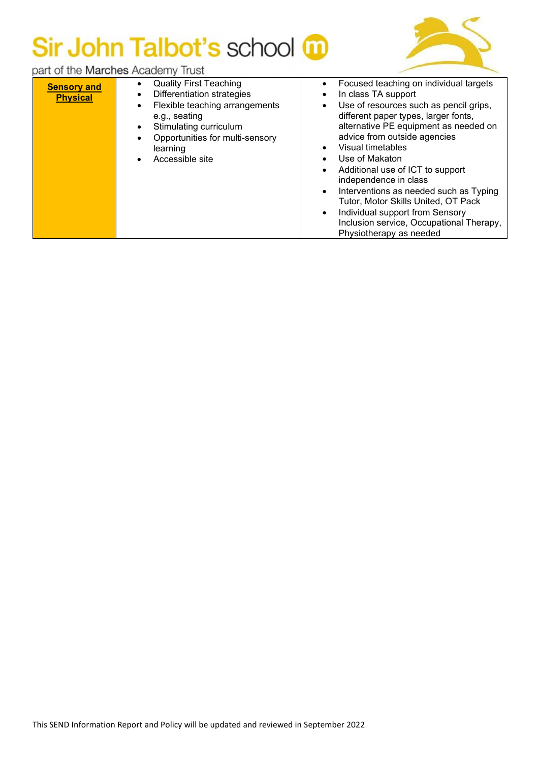| | | |
|---|---|---|
| **Sensory and Physical** | • Quality First Teaching<br>• Differentiation strategies<br>• Flexible teaching arrangements e.g., seating<br>• Stimulating curriculum<br>• Opportunities for multi-sensory learning<br>• Accessible site | • Focused teaching on individual targets<br>• In class TA support<br>• Use of resources such as pencil grips, different paper types, larger fonts, alternative PE equipment as needed on advice from outside agencies<br>• Visual timetables<br>• Use of Makaton<br>• Additional use of ICT to support independence in class<br>• Interventions as needed such as Typing Tutor, Motor Skills United, OT Pack<br>• Individual support from Sensory Inclusion service, Occupational Therapy, Physiotherapy as needed |

This SEND Information Report and Policy will be updated and reviewed in September 2022